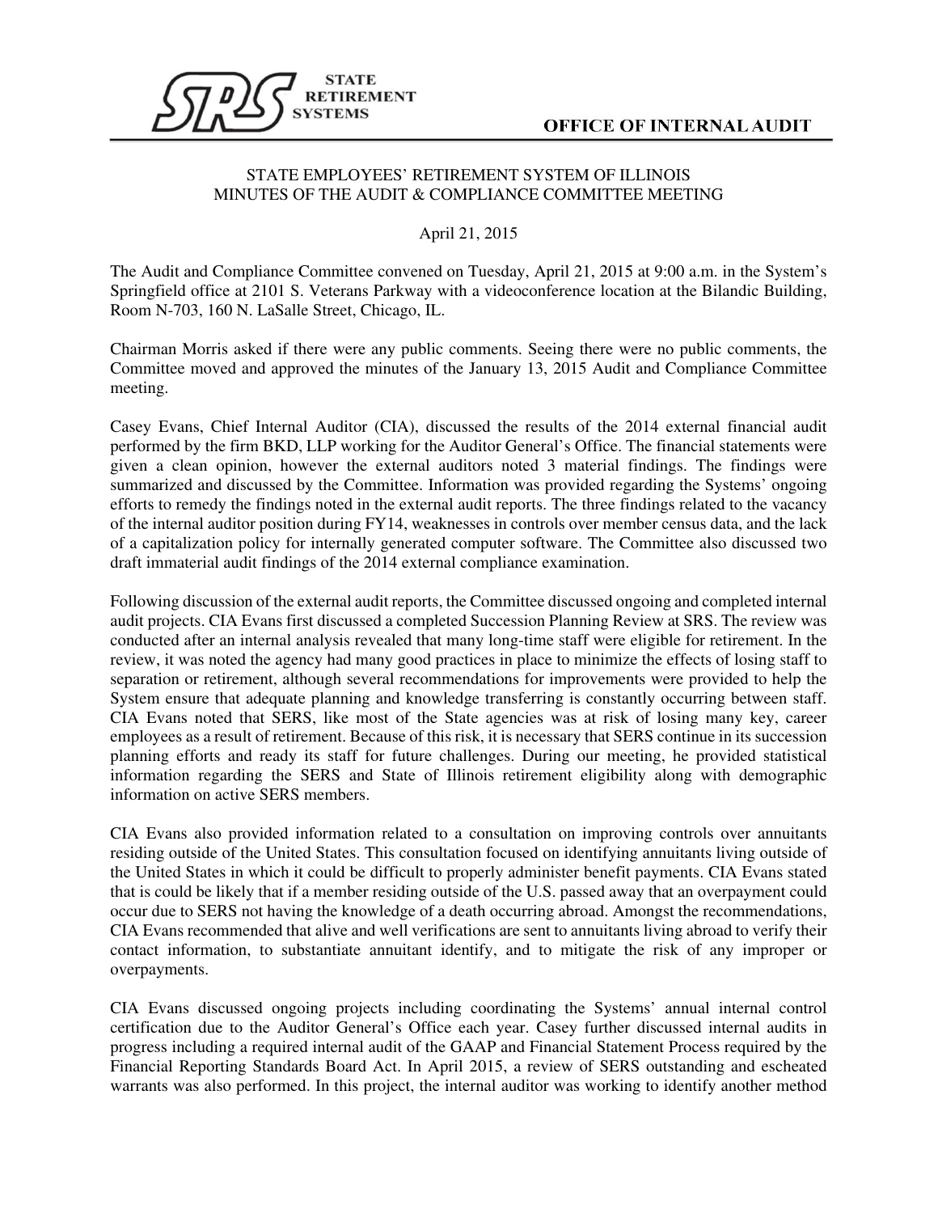**STATE RETIREMENT SYSTEMS**

**OFFICE OF INTERNAL AUDIT**

STATE EMPLOYEES' RETIREMENT SYSTEM OF ILLINOIS
MINUTES OF THE AUDIT & COMPLIANCE COMMITTEE MEETING

April 21, 2015

The Audit and Compliance Committee convened on Tuesday, April 21, 2015 at 9:00 a.m. in the System's Springfield office at 2101 S. Veterans Parkway with a videoconference location at the Bilandic Building, Room N-703, 160 N. LaSalle Street, Chicago, IL.

Chairman Morris asked if there were any public comments. Seeing there were no public comments, the Committee moved and approved the minutes of the January 13, 2015 Audit and Compliance Committee meeting.

Casey Evans, Chief Internal Auditor (CIA), discussed the results of the 2014 external financial audit performed by the firm BKD, LLP working for the Auditor General's Office. The financial statements were given a clean opinion, however the external auditors noted 3 material findings. The findings were summarized and discussed by the Committee. Information was provided regarding the Systems' ongoing efforts to remedy the findings noted in the external audit reports. The three findings related to the vacancy of the internal auditor position during FY14, weaknesses in controls over member census data, and the lack of a capitalization policy for internally generated computer software. The Committee also discussed two draft immaterial audit findings of the 2014 external compliance examination.

Following discussion of the external audit reports, the Committee discussed ongoing and completed internal audit projects. CIA Evans first discussed a completed Succession Planning Review at SRS. The review was conducted after an internal analysis revealed that many long-time staff were eligible for retirement. In the review, it was noted the agency had many good practices in place to minimize the effects of losing staff to separation or retirement, although several recommendations for improvements were provided to help the System ensure that adequate planning and knowledge transferring is constantly occurring between staff. CIA Evans noted that SERS, like most of the State agencies was at risk of losing many key, career employees as a result of retirement. Because of this risk, it is necessary that SERS continue in its succession planning efforts and ready its staff for future challenges. During our meeting, he provided statistical information regarding the SERS and State of Illinois retirement eligibility along with demographic information on active SERS members.

CIA Evans also provided information related to a consultation on improving controls over annuitants residing outside of the United States. This consultation focused on identifying annuitants living outside of the United States in which it could be difficult to properly administer benefit payments. CIA Evans stated that is could be likely that if a member residing outside of the U.S. passed away that an overpayment could occur due to SERS not having the knowledge of a death occurring abroad. Amongst the recommendations, CIA Evans recommended that alive and well verifications are sent to annuitants living abroad to verify their contact information, to substantiate annuitant identify, and to mitigate the risk of any improper or overpayments.

CIA Evans discussed ongoing projects including coordinating the Systems' annual internal control certification due to the Auditor General's Office each year. Casey further discussed internal audits in progress including a required internal audit of the GAAP and Financial Statement Process required by the Financial Reporting Standards Board Act. In April 2015, a review of SERS outstanding and escheated warrants was also performed. In this project, the internal auditor was working to identify another method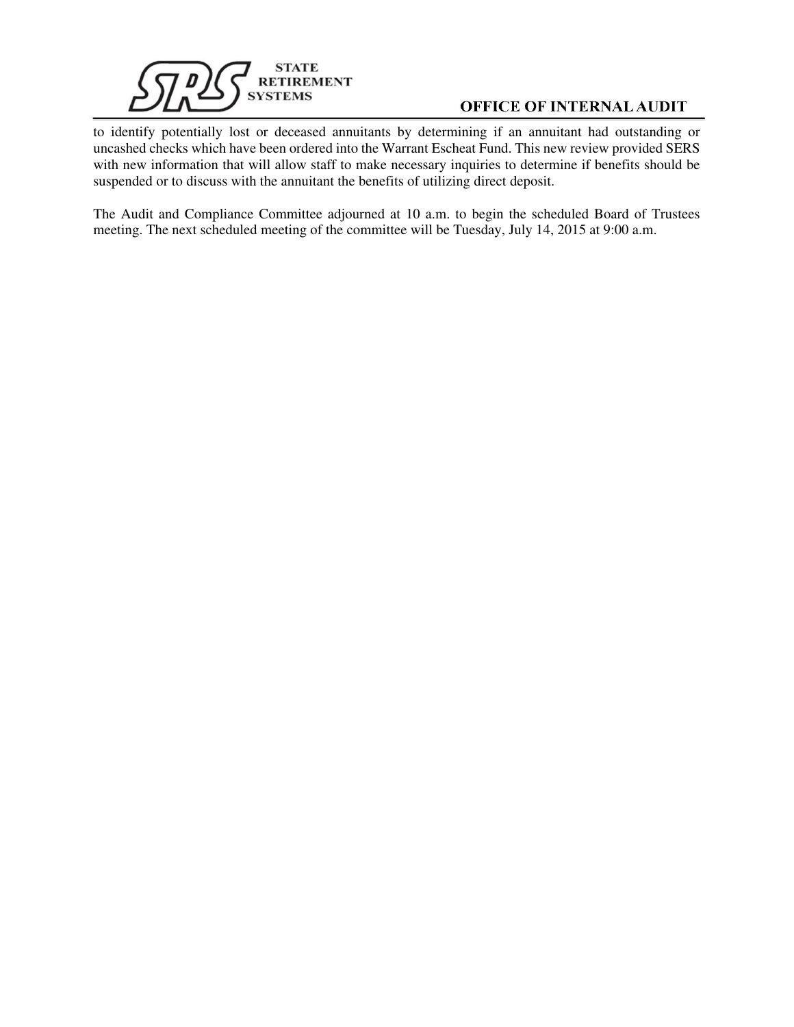to identify potentially lost or deceased annuitants by determining if an annuitant had outstanding or uncashed checks which have been ordered into the Warrant Escheat Fund. This new review provided SERS with new information that will allow staff to make necessary inquiries to determine if benefits should be suspended or to discuss with the annuitant the benefits of utilizing direct deposit.

The Audit and Compliance Committee adjourned at 10 a.m. to begin the scheduled Board of Trustees meeting. The next scheduled meeting of the committee will be Tuesday, July 14, 2015 at 9:00 a.m.